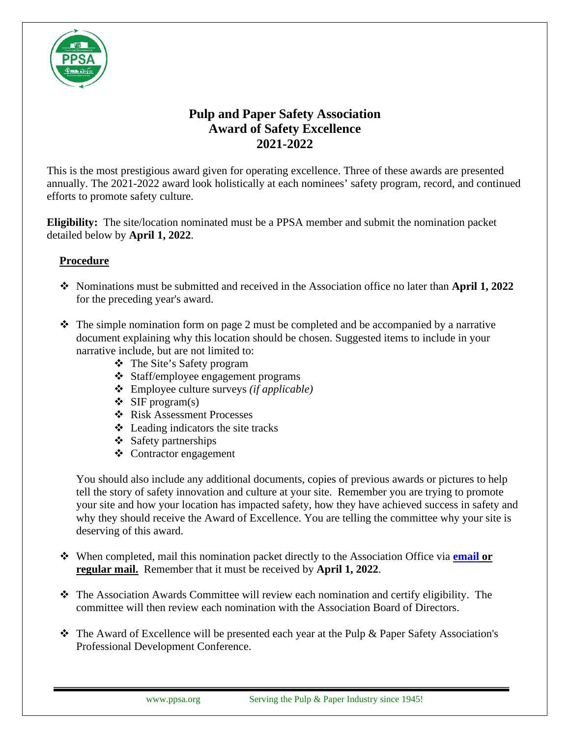# Pulp and Paper Safety Association
# Award of Safety Excellence
# 2021-2022

This is the most prestigious award given for operating excellence. Three of these awards are presented annually. The 2021-2022 award look holistically at each nominees' safety program, record, and continued efforts to promote safety culture.

**Eligibility:** The site/location nominated must be a PPSA member and submit the nomination packet detailed below by **April 1, 2022**.

## Procedure

- Nominations must be submitted and received in the Association office no later than **April 1, 2022** for the preceding year's award.
- The simple nomination form on page 2 must be completed and be accompanied by a narrative document explaining why this location should be chosen. Suggested items to include in your narrative include, but are not limited to:
  - The Site's Safety program
  - Staff/employee engagement programs
  - Employee culture surveys *(if applicable)*
  - SIF program(s)
  - Risk Assessment Processes
  - Leading indicators the site tracks
  - Safety partnerships
  - Contractor engagement

  You should also include any additional documents, copies of previous awards or pictures to help tell the story of safety innovation and culture at your site. Remember you are trying to promote your site and how your location has impacted safety, how they have achieved success in safety and why they should receive the Award of Excellence. You are telling the committee why your site is deserving of this award.

- When completed, mail this nomination packet directly to the Association Office via **email or regular mail.** Remember that it must be received by **April 1, 2022**.
- The Association Awards Committee will review each nomination and certify eligibility. The committee will then review each nomination with the Association Board of Directors.
- The Award of Excellence will be presented each year at the Pulp & Paper Safety Association's Professional Development Conference.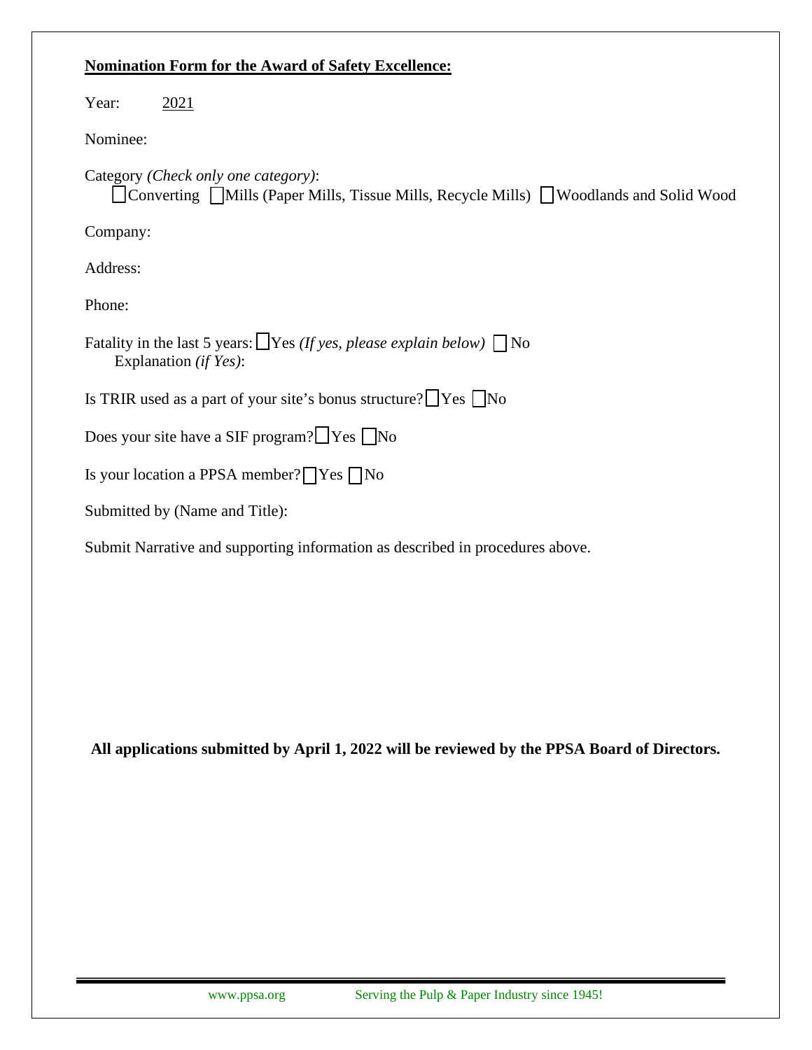**<u>Nomination Form for the Award of Safety Excellence:</u>**

Year: <u>2021</u>

Nominee:

Category *(Check only one category)*:
☐ Converting ☐ Mills (Paper Mills, Tissue Mills, Recycle Mills) ☐ Woodlands and Solid Wood

Company:

Address:

Phone:

Fatality in the last 5 years: ☐ Yes *(If yes, please explain below)* ☐ No
Explanation *(if Yes)*:

Is TRIR used as a part of your site's bonus structure? ☐ Yes ☐ No

Does your site have a SIF program? ☐ Yes ☐ No

Is your location a PPSA member? ☐ Yes ☐ No

Submitted by (Name and Title):

Submit Narrative and supporting information as described in procedures above.

**All applications submitted by April 1, 2022 will be reviewed by the PPSA Board of Directors.**